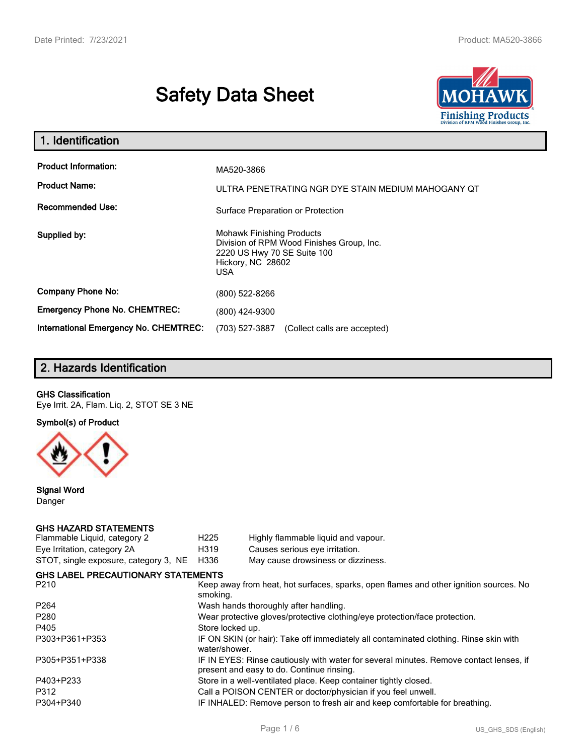# Safety Data Sheet

## 1. Identification

| | |
|---|---|
| **Product Information:** | MA520-3866 |
| **Product Name:** | ULTRA PENETRATING NGR DYE STAIN MEDIUM MAHOGANY QT |
| **Recommended Use:** | Surface Preparation or Protection |
| **Supplied by:** | Mohawk Finishing Products<br>Division of RPM Wood Finishes Group, Inc.<br>2220 US Hwy 70 SE Suite 100<br>Hickory, NC 28602<br>USA |
| **Company Phone No:** | (800) 522-8266 |
| **Emergency Phone No. CHEMTREC:** | (800) 424-9300 |
| **International Emergency No. CHEMTREC:** | (703) 527-3887 (Collect calls are accepted) |

## 2. Hazards Identification

**GHS Classification**

Eye Irrit. 2A, Flam. Liq. 2, STOT SE 3 NE

**Symbol(s) of Product**

**Signal Word**

Danger

**GHS HAZARD STATEMENTS**

| | | |
|---|---|---|
| Flammable Liquid, category 2 | H225 | Highly flammable liquid and vapour. |
| Eye Irritation, category 2A | H319 | Causes serious eye irritation. |
| STOT, single exposure, category 3, NE | H336 | May cause drowsiness or dizziness. |

**GHS LABEL PRECAUTIONARY STATEMENTS**

| | |
|---|---|
| P210 | Keep away from heat, hot surfaces, sparks, open flames and other ignition sources. No smoking. |
| P264 | Wash hands thoroughly after handling. |
| P280 | Wear protective gloves/protective clothing/eye protection/face protection. |
| P405 | Store locked up. |
| P303+P361+P353 | IF ON SKIN (or hair): Take off immediately all contaminated clothing. Rinse skin with water/shower. |
| P305+P351+P338 | IF IN EYES: Rinse cautiously with water for several minutes. Remove contact lenses, if present and easy to do. Continue rinsing. |
| P403+P233 | Store in a well-ventilated place. Keep container tightly closed. |
| P312 | Call a POISON CENTER or doctor/physician if you feel unwell. |
| P304+P340 | IF INHALED: Remove person to fresh air and keep comfortable for breathing. |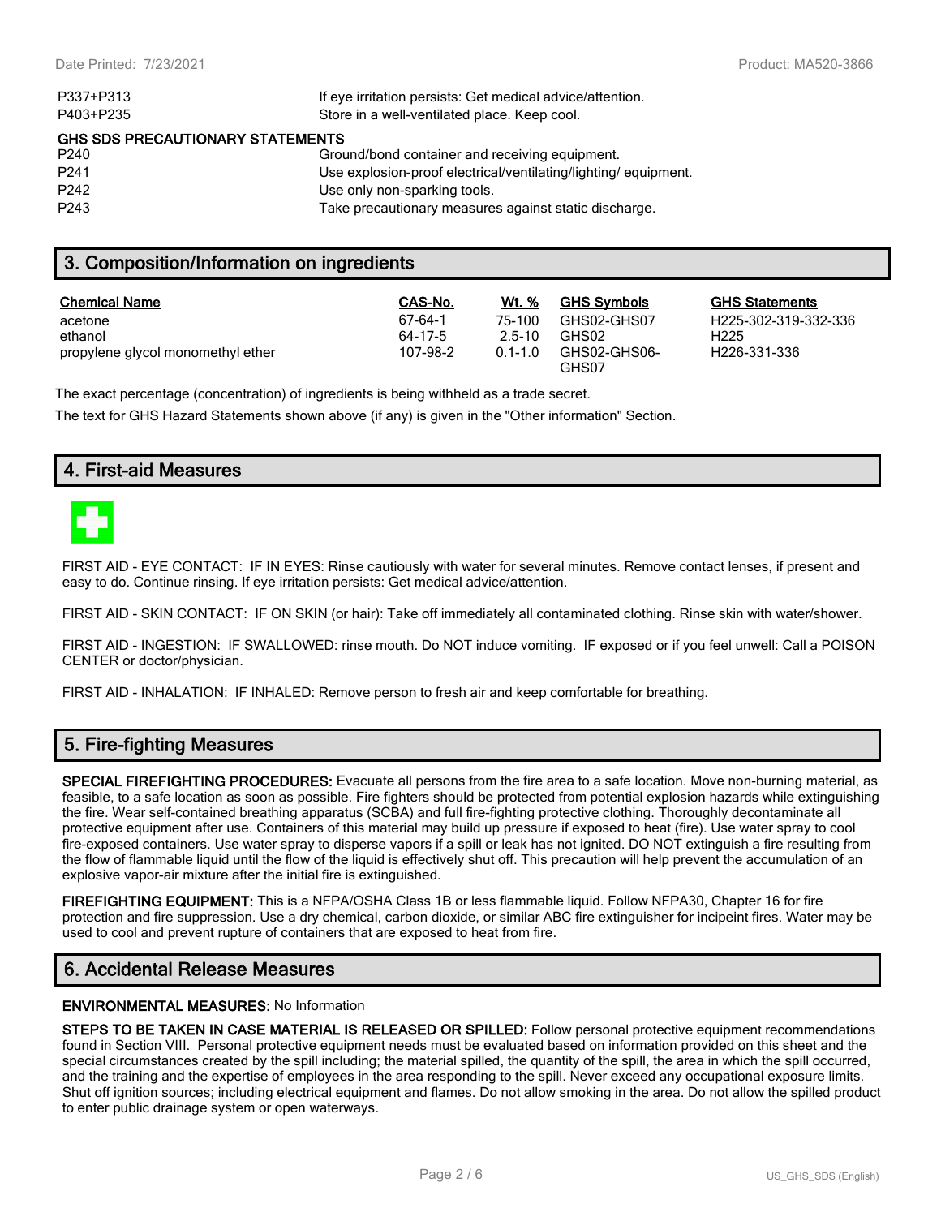| | |
|---|---|
| P337+P313 | If eye irritation persists: Get medical advice/attention. |
| P403+P235 | Store in a well-ventilated place. Keep cool. |

**GHS SDS PRECAUTIONARY STATEMENTS**

| | |
|---|---|
| P240 | Ground/bond container and receiving equipment. |
| P241 | Use explosion-proof electrical/ventilating/lighting/ equipment. |
| P242 | Use only non-sparking tools. |
| P243 | Take precautionary measures against static discharge. |

## 3. Composition/Information on ingredients

| Chemical Name | CAS-No. | Wt. % | GHS Symbols | GHS Statements |
|---|---|---|---|---|
| acetone | 67-64-1 | 75-100 | GHS02-GHS07 | H225-302-319-332-336 |
| ethanol | 64-17-5 | 2.5-10 | GHS02 | H225 |
| propylene glycol monomethyl ether | 107-98-2 | 0.1-1.0 | GHS02-GHS06-GHS07 | H226-331-336 |

The exact percentage (concentration) of ingredients is being withheld as a trade secret.

The text for GHS Hazard Statements shown above (if any) is given in the "Other information" Section.

## 4. First-aid Measures

FIRST AID - EYE CONTACT: IF IN EYES: Rinse cautiously with water for several minutes. Remove contact lenses, if present and easy to do. Continue rinsing. If eye irritation persists: Get medical advice/attention.

FIRST AID - SKIN CONTACT: IF ON SKIN (or hair): Take off immediately all contaminated clothing. Rinse skin with water/shower.

FIRST AID - INGESTION: IF SWALLOWED: rinse mouth. Do NOT induce vomiting. IF exposed or if you feel unwell: Call a POISON CENTER or doctor/physician.

FIRST AID - INHALATION: IF INHALED: Remove person to fresh air and keep comfortable for breathing.

## 5. Fire-fighting Measures

**SPECIAL FIREFIGHTING PROCEDURES:** Evacuate all persons from the fire area to a safe location. Move non-burning material, as feasible, to a safe location as soon as possible. Fire fighters should be protected from potential explosion hazards while extinguishing the fire. Wear self-contained breathing apparatus (SCBA) and full fire-fighting protective clothing. Thoroughly decontaminate all protective equipment after use. Containers of this material may build up pressure if exposed to heat (fire). Use water spray to cool fire-exposed containers. Use water spray to disperse vapors if a spill or leak has not ignited. DO NOT extinguish a fire resulting from the flow of flammable liquid until the flow of the liquid is effectively shut off. This precaution will help prevent the accumulation of an explosive vapor-air mixture after the initial fire is extinguished.

**FIREFIGHTING EQUIPMENT:** This is a NFPA/OSHA Class 1B or less flammable liquid. Follow NFPA30, Chapter 16 for fire protection and fire suppression. Use a dry chemical, carbon dioxide, or similar ABC fire extinguisher for incipeint fires. Water may be used to cool and prevent rupture of containers that are exposed to heat from fire.

## 6. Accidental Release Measures

**ENVIRONMENTAL MEASURES:** No Information

**STEPS TO BE TAKEN IN CASE MATERIAL IS RELEASED OR SPILLED:** Follow personal protective equipment recommendations found in Section VIII. Personal protective equipment needs must be evaluated based on information provided on this sheet and the special circumstances created by the spill including; the material spilled, the quantity of the spill, the area in which the spill occurred, and the training and the expertise of employees in the area responding to the spill. Never exceed any occupational exposure limits. Shut off ignition sources; including electrical equipment and flames. Do not allow smoking in the area. Do not allow the spilled product to enter public drainage system or open waterways.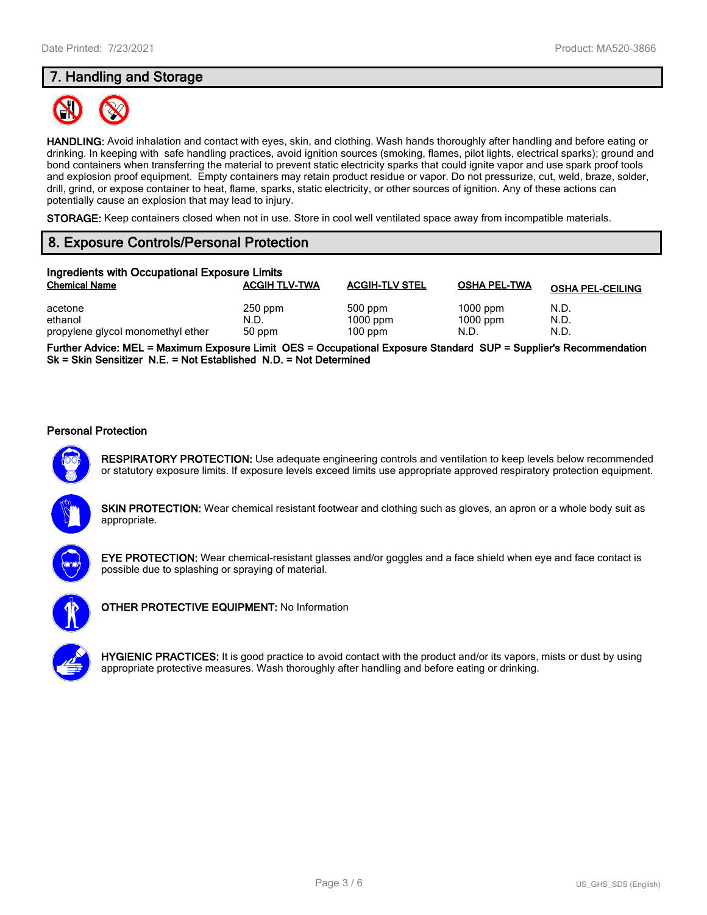## 7. Handling and Storage

**HANDLING:** Avoid inhalation and contact with eyes, skin, and clothing. Wash hands thoroughly after handling and before eating or drinking. In keeping with safe handling practices, avoid ignition sources (smoking, flames, pilot lights, electrical sparks); ground and bond containers when transferring the material to prevent static electricity sparks that could ignite vapor and use spark proof tools and explosion proof equipment. Empty containers may retain product residue or vapor. Do not pressurize, cut, weld, braze, solder, drill, grind, or expose container to heat, flame, sparks, static electricity, or other sources of ignition. Any of these actions can potentially cause an explosion that may lead to injury.

**STORAGE:** Keep containers closed when not in use. Store in cool well ventilated space away from incompatible materials.

## 8. Exposure Controls/Personal Protection

### Ingredients with Occupational Exposure Limits

| Chemical Name | ACGIH TLV-TWA | ACGIH-TLV STEL | OSHA PEL-TWA | OSHA PEL-CEILING |
|---|---|---|---|---|
| acetone | 250 ppm | 500 ppm | 1000 ppm | N.D. |
| ethanol | N.D. | 1000 ppm | 1000 ppm | N.D. |
| propylene glycol monomethyl ether | 50 ppm | 100 ppm | N.D. | N.D. |

**Further Advice: MEL = Maximum Exposure Limit OES = Occupational Exposure Standard SUP = Supplier's Recommendation Sk = Skin Sensitizer N.E. = Not Established N.D. = Not Determined**

### Personal Protection

**RESPIRATORY PROTECTION:** Use adequate engineering controls and ventilation to keep levels below recommended or statutory exposure limits. If exposure levels exceed limits use appropriate approved respiratory protection equipment.

**SKIN PROTECTION:** Wear chemical resistant footwear and clothing such as gloves, an apron or a whole body suit as appropriate.

**EYE PROTECTION:** Wear chemical-resistant glasses and/or goggles and a face shield when eye and face contact is possible due to splashing or spraying of material.

**OTHER PROTECTIVE EQUIPMENT:** No Information

**HYGIENIC PRACTICES:** It is good practice to avoid contact with the product and/or its vapors, mists or dust by using appropriate protective measures. Wash thoroughly after handling and before eating or drinking.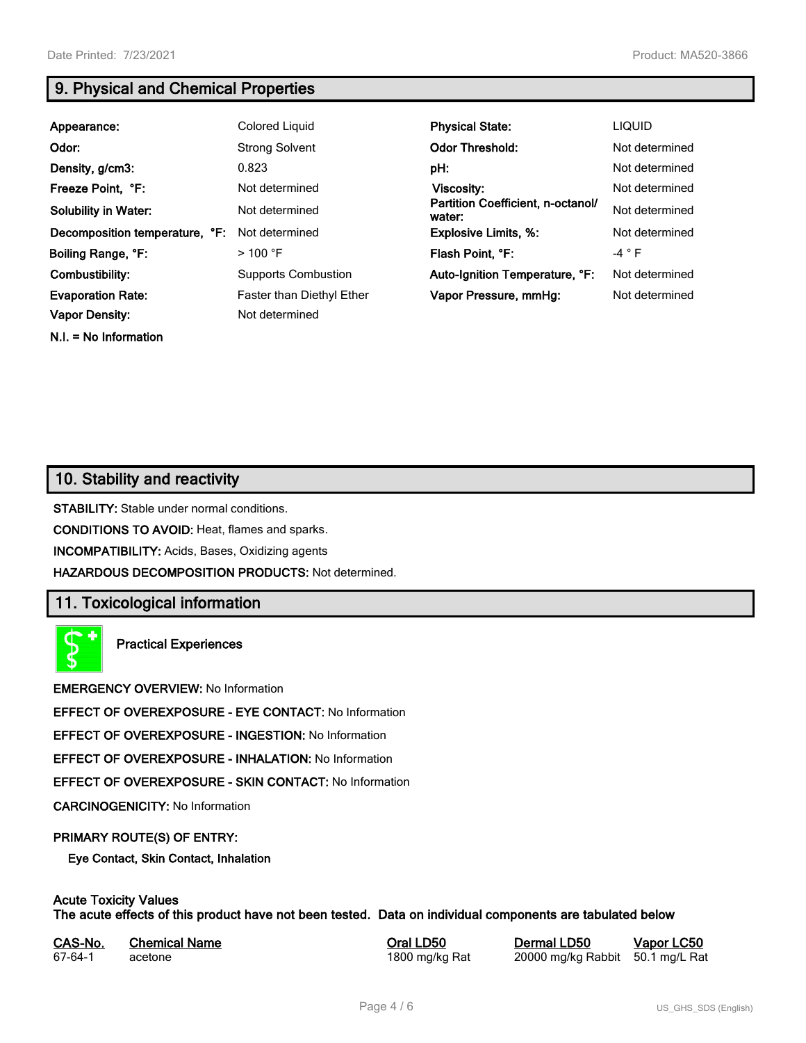## 9. Physical and Chemical Properties

| | | | |
|---|---|---|---|
| **Appearance:** | Colored Liquid | **Physical State:** | LIQUID |
| **Odor:** | Strong Solvent | **Odor Threshold:** | Not determined |
| **Density, g/cm3:** | 0.823 | **pH:** | Not determined |
| **Freeze Point, °F:** | Not determined | **Viscosity:** | Not determined |
| **Solubility in Water:** | Not determined | **Partition Coefficient, n-octanol/ water:** | Not determined |
| **Decomposition temperature, °F:** | Not determined | **Explosive Limits, %:** | Not determined |
| **Boiling Range, °F:** | > 100 °F | **Flash Point, °F:** | -4 ° F |
| **Combustibility:** | Supports Combustion | **Auto-Ignition Temperature, °F:** | Not determined |
| **Evaporation Rate:** | Faster than Diethyl Ether | **Vapor Pressure, mmHg:** | Not determined |
| **Vapor Density:** | Not determined | | |

**N.I. = No Information**

## 10. Stability and reactivity

**STABILITY:** Stable under normal conditions.

**CONDITIONS TO AVOID:** Heat, flames and sparks.

**INCOMPATIBILITY:** Acids, Bases, Oxidizing agents

**HAZARDOUS DECOMPOSITION PRODUCTS:** Not determined.

## 11. Toxicological information

**Practical Experiences**

**EMERGENCY OVERVIEW:** No Information

**EFFECT OF OVEREXPOSURE - EYE CONTACT:** No Information

**EFFECT OF OVEREXPOSURE - INGESTION:** No Information

**EFFECT OF OVEREXPOSURE - INHALATION:** No Information

**EFFECT OF OVEREXPOSURE - SKIN CONTACT:** No Information

**CARCINOGENICITY:** No Information

**PRIMARY ROUTE(S) OF ENTRY:**

**Eye Contact, Skin Contact, Inhalation**

**Acute Toxicity Values**
**The acute effects of this product have not been tested. Data on individual components are tabulated below**

| CAS-No. | Chemical Name | Oral LD50 | Dermal LD50 | Vapor LC50 |
|---|---|---|---|---|
| 67-64-1 | acetone | 1800 mg/kg Rat | 20000 mg/kg Rabbit | 50.1 mg/L Rat |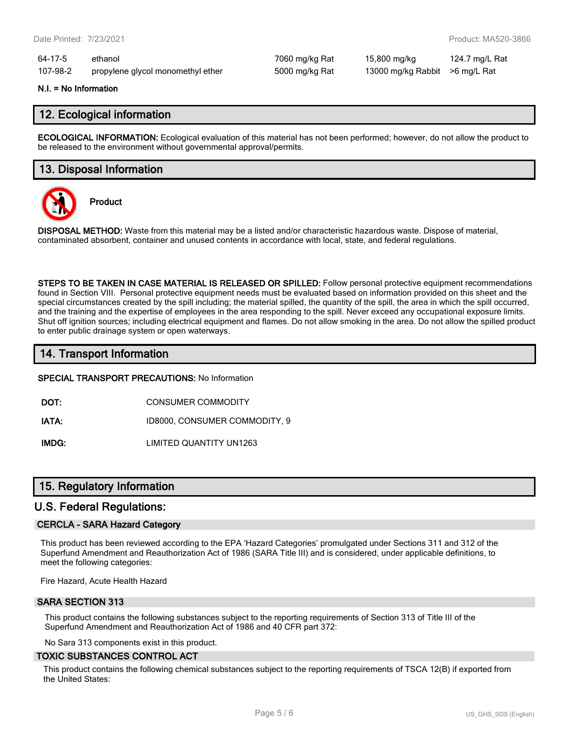| | | | | |
|---|---|---|---|---|
| 64-17-5 | ethanol | 7060 mg/kg Rat | 15,800 mg/kg | 124.7 mg/L Rat |
| 107-98-2 | propylene glycol monomethyl ether | 5000 mg/kg Rat | 13000 mg/kg Rabbit | >6 mg/L Rat |

**N.I. = No Information**

## 12. Ecological information

**ECOLOGICAL INFORMATION:** Ecological evaluation of this material has not been performed; however, do not allow the product to be released to the environment without governmental approval/permits.

## 13. Disposal Information

**Product**

**DISPOSAL METHOD:** Waste from this material may be a listed and/or characteristic hazardous waste. Dispose of material, contaminated absorbent, container and unused contents in accordance with local, state, and federal regulations.

**STEPS TO BE TAKEN IN CASE MATERIAL IS RELEASED OR SPILLED:** Follow personal protective equipment recommendations found in Section VIII. Personal protective equipment needs must be evaluated based on information provided on this sheet and the special circumstances created by the spill including; the material spilled, the quantity of the spill, the area in which the spill occurred, and the training and the expertise of employees in the area responding to the spill. Never exceed any occupational exposure limits. Shut off ignition sources; including electrical equipment and flames. Do not allow smoking in the area. Do not allow the spilled product to enter public drainage system or open waterways.

## 14. Transport Information

**SPECIAL TRANSPORT PRECAUTIONS:** No Information

| | |
|---|---|
| **DOT:** | CONSUMER COMMODITY |
| **IATA:** | ID8000, CONSUMER COMMODITY, 9 |
| **IMDG:** | LIMITED QUANTITY UN1263 |

## 15. Regulatory Information

### U.S. Federal Regulations:

#### CERCLA - SARA Hazard Category

This product has been reviewed according to the EPA 'Hazard Categories' promulgated under Sections 311 and 312 of the Superfund Amendment and Reauthorization Act of 1986 (SARA Title III) and is considered, under applicable definitions, to meet the following categories:

Fire Hazard, Acute Health Hazard

#### SARA SECTION 313

This product contains the following substances subject to the reporting requirements of Section 313 of Title III of the Superfund Amendment and Reauthorization Act of 1986 and 40 CFR part 372:

No Sara 313 components exist in this product.

#### TOXIC SUBSTANCES CONTROL ACT

This product contains the following chemical substances subject to the reporting requirements of TSCA 12(B) if exported from the United States: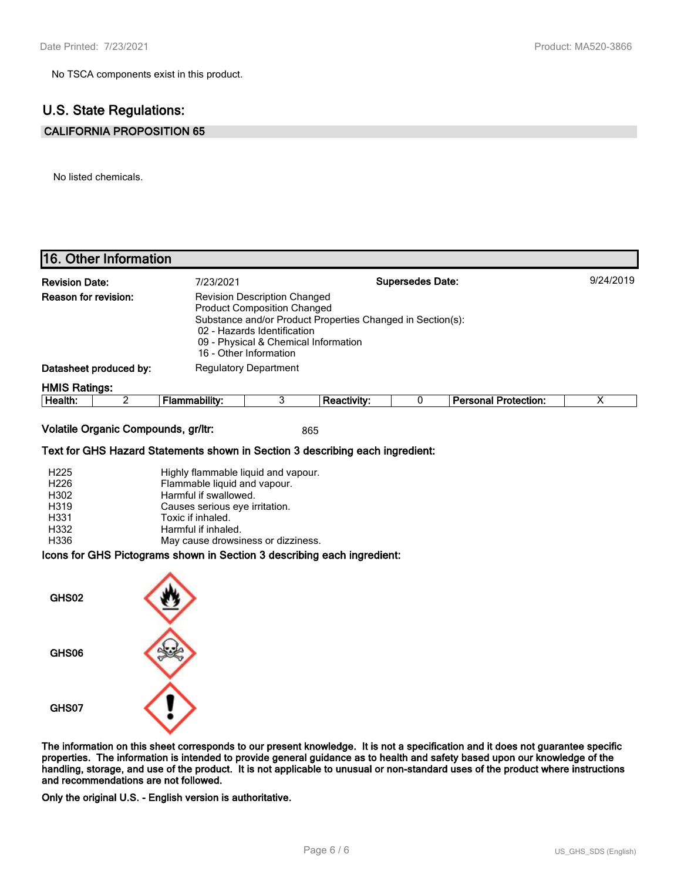No TSCA components exist in this product.

## U.S. State Regulations:

### CALIFORNIA PROPOSITION 65

No listed chemicals.

## 16. Other Information

**Revision Date:** 7/23/2021 **Supersedes Date:** 9/24/2019

**Reason for revision:** Revision Description Changed
Product Composition Changed
Substance and/or Product Properties Changed in Section(s):
02 - Hazards Identification
09 - Physical & Chemical Information
16 - Other Information

**Datasheet produced by:** Regulatory Department

**HMIS Ratings:**

| | | | | | | | |
|---|---|---|---|---|---|---|---|
| **Health:** | 2 | **Flammability:** | 3 | **Reactivity:** | 0 | **Personal Protection:** | X |

**Volatile Organic Compounds, gr/ltr:** 865

**Text for GHS Hazard Statements shown in Section 3 describing each ingredient:**

| | |
|---|---|
| H225 | Highly flammable liquid and vapour. |
| H226 | Flammable liquid and vapour. |
| H302 | Harmful if swallowed. |
| H319 | Causes serious eye irritation. |
| H331 | Toxic if inhaled. |
| H332 | Harmful if inhaled. |
| H336 | May cause drowsiness or dizziness. |

**Icons for GHS Pictograms shown in Section 3 describing each ingredient:**

GHS02

GHS06

GHS07

**The information on this sheet corresponds to our present knowledge. It is not a specification and it does not guarantee specific properties. The information is intended to provide general guidance as to health and safety based upon our knowledge of the handling, storage, and use of the product. It is not applicable to unusual or non-standard uses of the product where instructions and recommendations are not followed.**

**Only the original U.S. - English version is authoritative.**